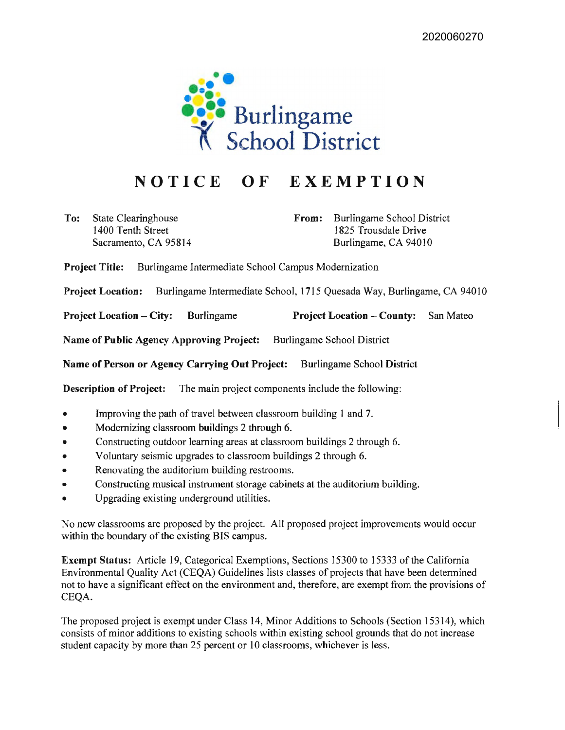2020060270

Burlingame School District

# NOTICE OF EXEMPTION

**To:** State Clearinghouse
1400 Tenth Street
Sacramento, CA 95814

**From:** Burlingame School District
1825 Trousdale Drive
Burlingame, CA 94010

**Project Title:** Burlingame Intermediate School Campus Modernization

**Project Location:** Burlingame Intermediate School, 1715 Quesada Way, Burlingame, CA 94010

**Project Location – City:** Burlingame **Project Location – County:** San Mateo

**Name of Public Agency Approving Project:** Burlingame School District

**Name of Person or Agency Carrying Out Project:** Burlingame School District

**Description of Project:** The main project components include the following:

- Improving the path of travel between classroom building 1 and 7.
- Modernizing classroom buildings 2 through 6.
- Constructing outdoor learning areas at classroom buildings 2 through 6.
- Voluntary seismic upgrades to classroom buildings 2 through 6.
- Renovating the auditorium building restrooms.
- Constructing musical instrument storage cabinets at the auditorium building.
- Upgrading existing underground utilities.

No new classrooms are proposed by the project. All proposed project improvements would occur within the boundary of the existing BIS campus.

**Exempt Status:** Article 19, Categorical Exemptions, Sections 15300 to 15333 of the California Environmental Quality Act (CEQA) Guidelines lists classes of projects that have been determined not to have a significant effect on the environment and, therefore, are exempt from the provisions of CEQA.

The proposed project is exempt under Class 14, Minor Additions to Schools (Section 15314), which consists of minor additions to existing schools within existing school grounds that do not increase student capacity by more than 25 percent or 10 classrooms, whichever is less.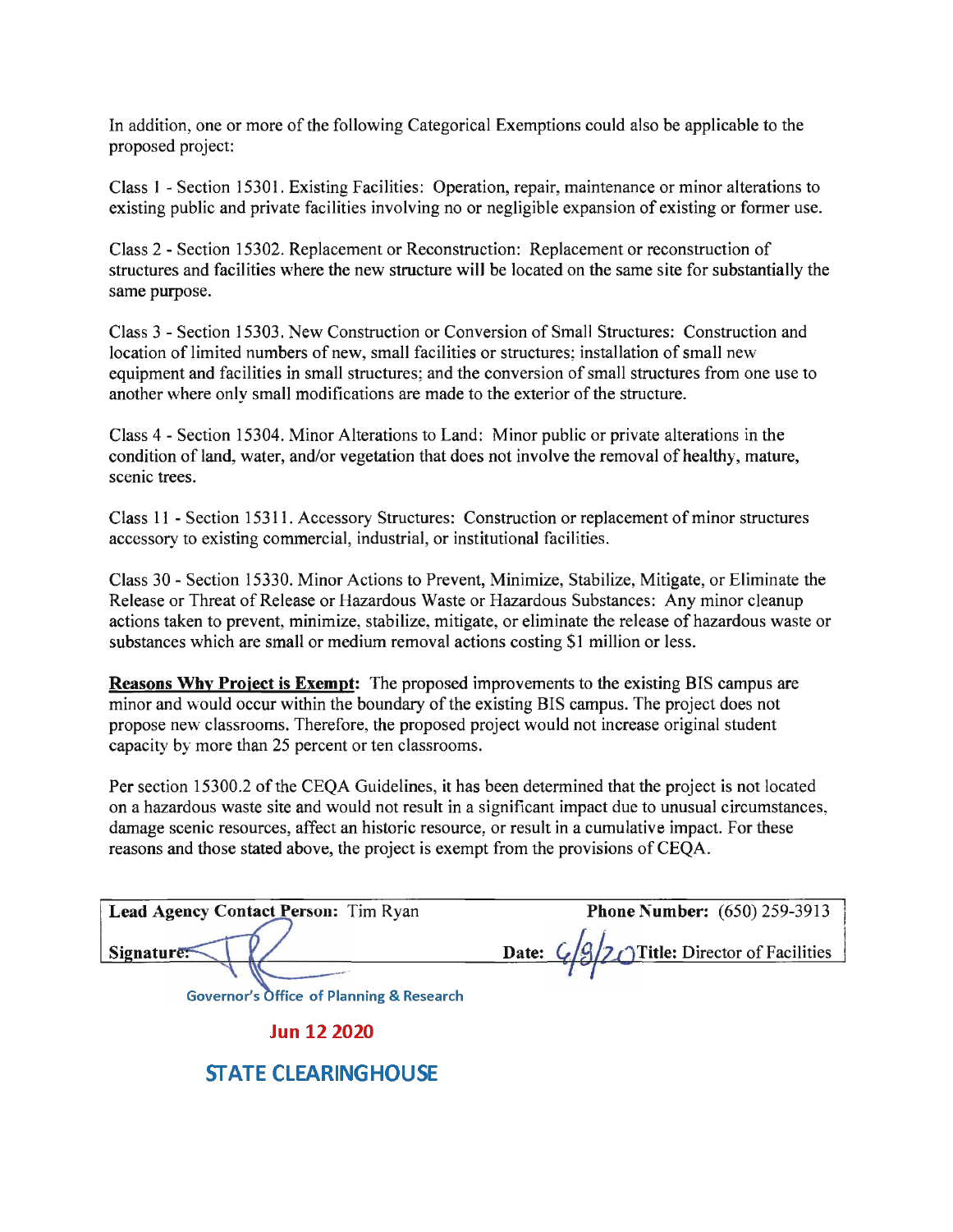In addition, one or more of the following Categorical Exemptions could also be applicable to the proposed project:

Class 1 - Section 15301. Existing Facilities: Operation, repair, maintenance or minor alterations to existing public and private facilities involving no or negligible expansion of existing or former use.

Class 2 - Section 15302. Replacement or Reconstruction: Replacement or reconstruction of structures and facilities where the new structure will be located on the same site for substantially the same purpose.

Class 3 - Section 15303. New Construction or Conversion of Small Structures: Construction and location of limited numbers of new, small facilities or structures; installation of small new equipment and facilities in small structures; and the conversion of small structures from one use to another where only small modifications are made to the exterior of the structure.

Class 4 - Section 15304. Minor Alterations to Land: Minor public or private alterations in the condition of land, water, and/or vegetation that does not involve the removal of healthy, mature, scenic trees.

Class 11 - Section 15311. Accessory Structures: Construction or replacement of minor structures accessory to existing commercial, industrial, or institutional facilities.

Class 30 - Section 15330. Minor Actions to Prevent, Minimize, Stabilize, Mitigate, or Eliminate the Release or Threat of Release or Hazardous Waste or Hazardous Substances: Any minor cleanup actions taken to prevent, minimize, stabilize, mitigate, or eliminate the release of hazardous waste or substances which are small or medium removal actions costing $1 million or less.

**Reasons Why Project is Exempt:** The proposed improvements to the existing BIS campus are minor and would occur within the boundary of the existing BIS campus. The project does not propose new classrooms. Therefore, the proposed project would not increase original student capacity by more than 25 percent or ten classrooms.

Per section 15300.2 of the CEQA Guidelines, it has been determined that the project is not located on a hazardous waste site and would not result in a significant impact due to unusual circumstances, damage scenic resources, affect an historic resource, or result in a cumulative impact. For these reasons and those stated above, the project is exempt from the provisions of CEQA.

| | |
|---|---|
| **Lead Agency Contact Person:** Tim Ryan | **Phone Number:** (650) 259-3913 |
| **Signature:** [signature] | **Date:** 6/8/20 **Title:** Director of Facilities |

Governor's Office of Planning & Research

Jun 12 2020

STATE CLEARINGHOUSE